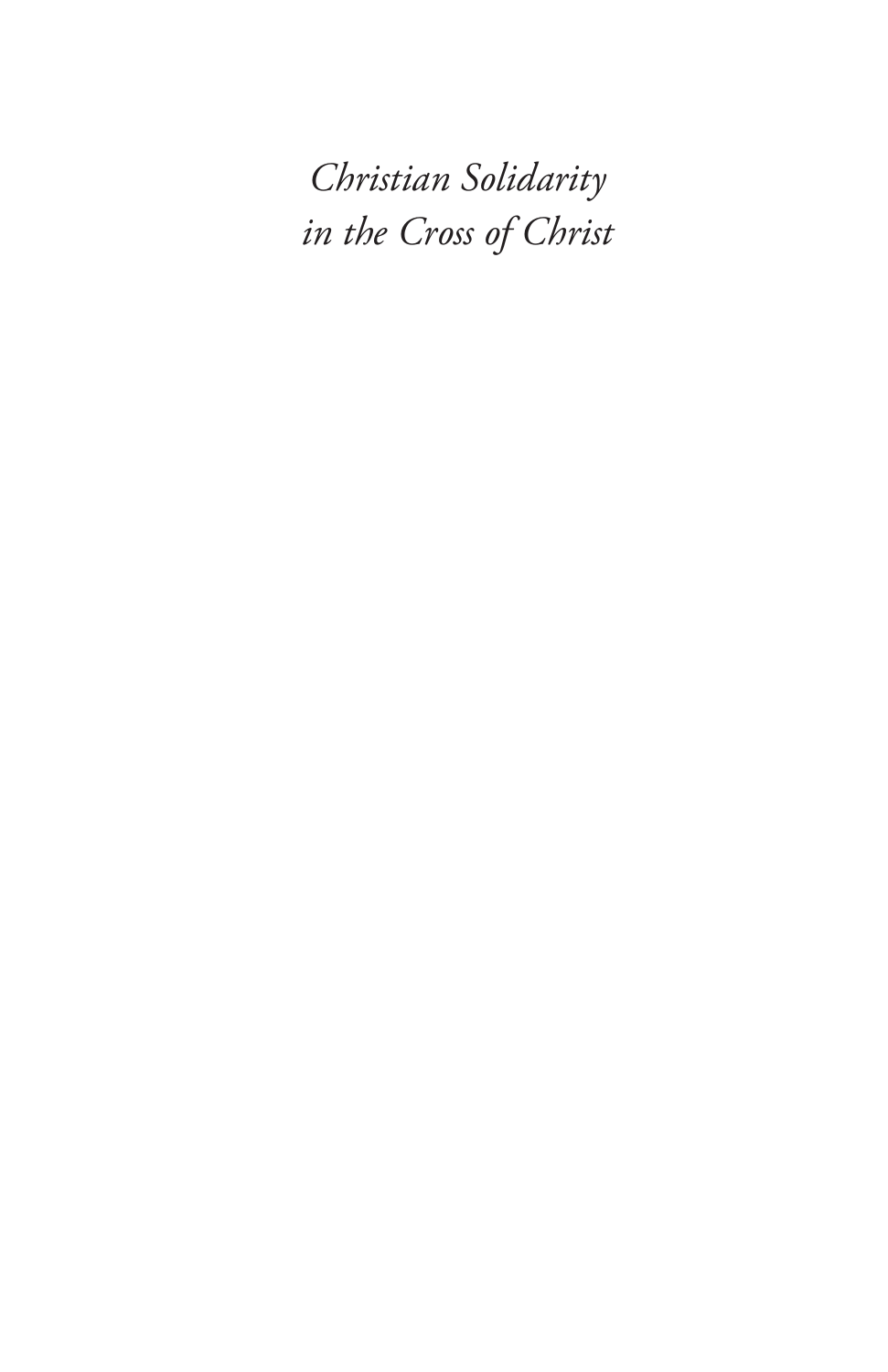*Christian Solidarity in the Cross of Christ*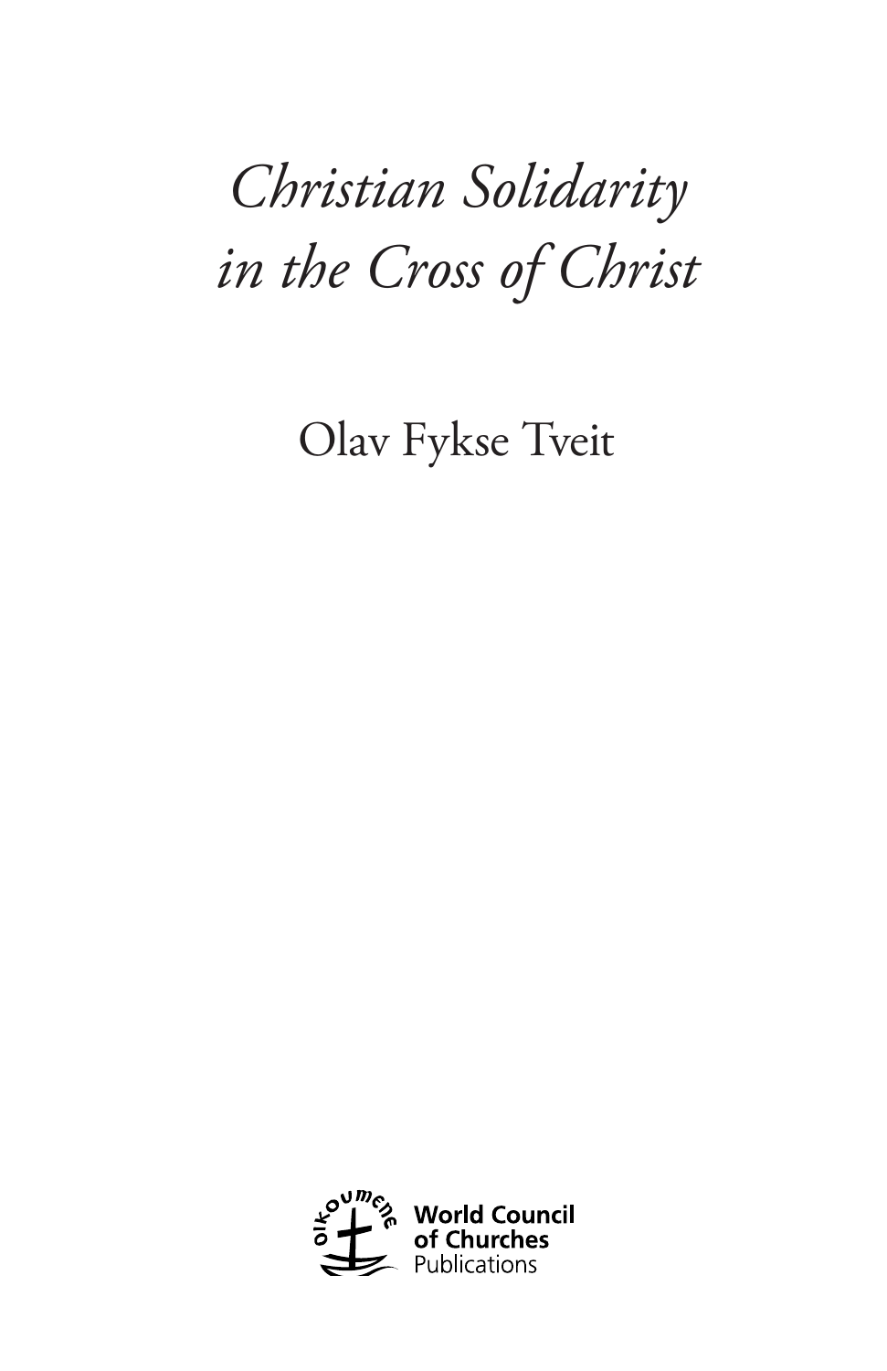# *Christian Solidarity in the Cross of Christ*

Olav Fykse Tveit

World Council of Churches Publications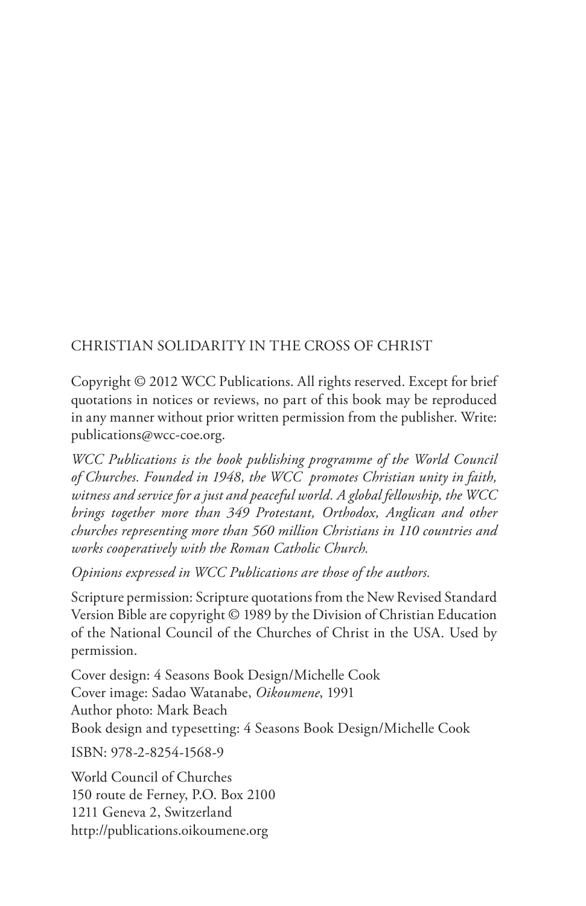CHRISTIAN SOLIDARITY IN THE CROSS OF CHRIST

Copyright © 2012 WCC Publications. All rights reserved. Except for brief quotations in notices or reviews, no part of this book may be reproduced in any manner without prior written permission from the publisher. Write: publications@wcc-coe.org.

*WCC Publications is the book publishing programme of the World Council of Churches. Founded in 1948, the WCC promotes Christian unity in faith, witness and service for a just and peaceful world. A global fellowship, the WCC brings together more than 349 Protestant, Orthodox, Anglican and other churches representing more than 560 million Christians in 110 countries and works cooperatively with the Roman Catholic Church.*

*Opinions expressed in WCC Publications are those of the authors.*

Scripture permission: Scripture quotations from the New Revised Standard Version Bible are copyright © 1989 by the Division of Christian Education of the National Council of the Churches of Christ in the USA. Used by permission.

Cover design: 4 Seasons Book Design/Michelle Cook
Cover image: Sadao Watanabe, *Oikoumene*, 1991
Author photo: Mark Beach
Book design and typesetting: 4 Seasons Book Design/Michelle Cook

ISBN: 978-2-8254-1568-9

World Council of Churches
150 route de Ferney, P.O. Box 2100
1211 Geneva 2, Switzerland
http://publications.oikoumene.org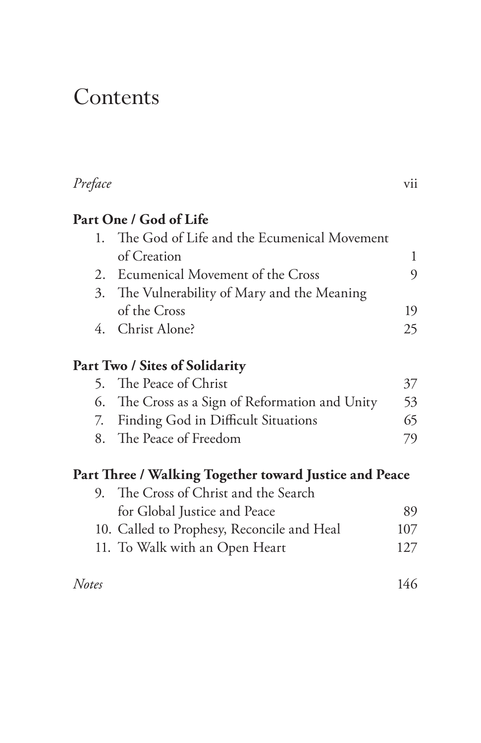# Contents

*Preface* vii

**Part One / God of Life**

1. The God of Life and the Ecumenical Movement of Creation 1
2. Ecumenical Movement of the Cross 9
3. The Vulnerability of Mary and the Meaning of the Cross 19
4. Christ Alone? 25

**Part Two / Sites of Solidarity**

5. The Peace of Christ 37
6. The Cross as a Sign of Reformation and Unity 53
7. Finding God in Difficult Situations 65
8. The Peace of Freedom 79

**Part Three / Walking Together toward Justice and Peace**

9. The Cross of Christ and the Search for Global Justice and Peace 89
10. Called to Prophesy, Reconcile and Heal 107
11. To Walk with an Open Heart 127

*Notes* 146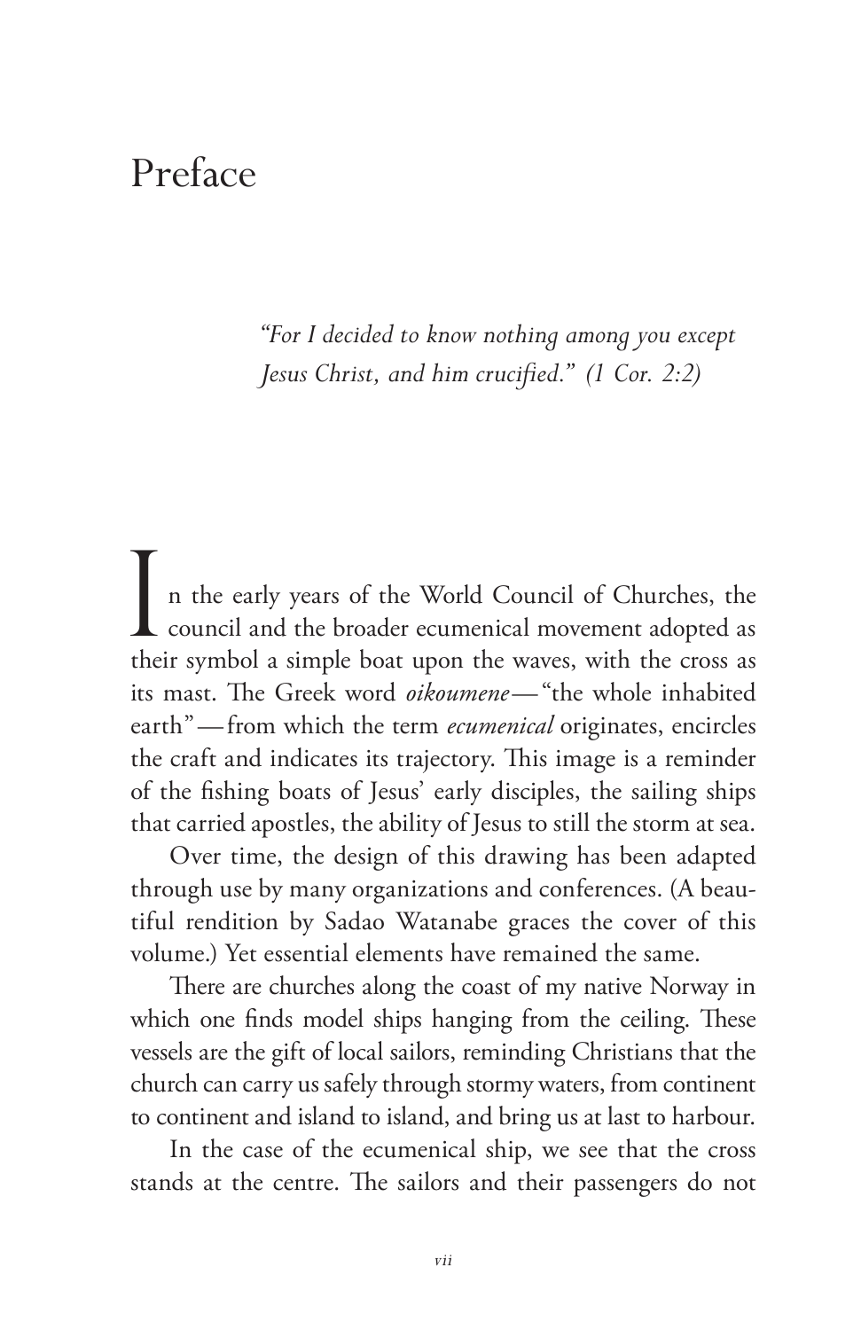# Preface

> *"For I decided to know nothing among you except Jesus Christ, and him crucified." (1 Cor. 2:2)*

In the early years of the World Council of Churches, the council and the broader ecumenical movement adopted as their symbol a simple boat upon the waves, with the cross as its mast. The Greek word *oikoumene*—"the whole inhabited earth"—from which the term *ecumenical* originates, encircles the craft and indicates its trajectory. This image is a reminder of the fishing boats of Jesus' early disciples, the sailing ships that carried apostles, the ability of Jesus to still the storm at sea.

Over time, the design of this drawing has been adapted through use by many organizations and conferences. (A beautiful rendition by Sadao Watanabe graces the cover of this volume.) Yet essential elements have remained the same.

There are churches along the coast of my native Norway in which one finds model ships hanging from the ceiling. These vessels are the gift of local sailors, reminding Christians that the church can carry us safely through stormy waters, from continent to continent and island to island, and bring us at last to harbour.

In the case of the ecumenical ship, we see that the cross stands at the centre. The sailors and their passengers do not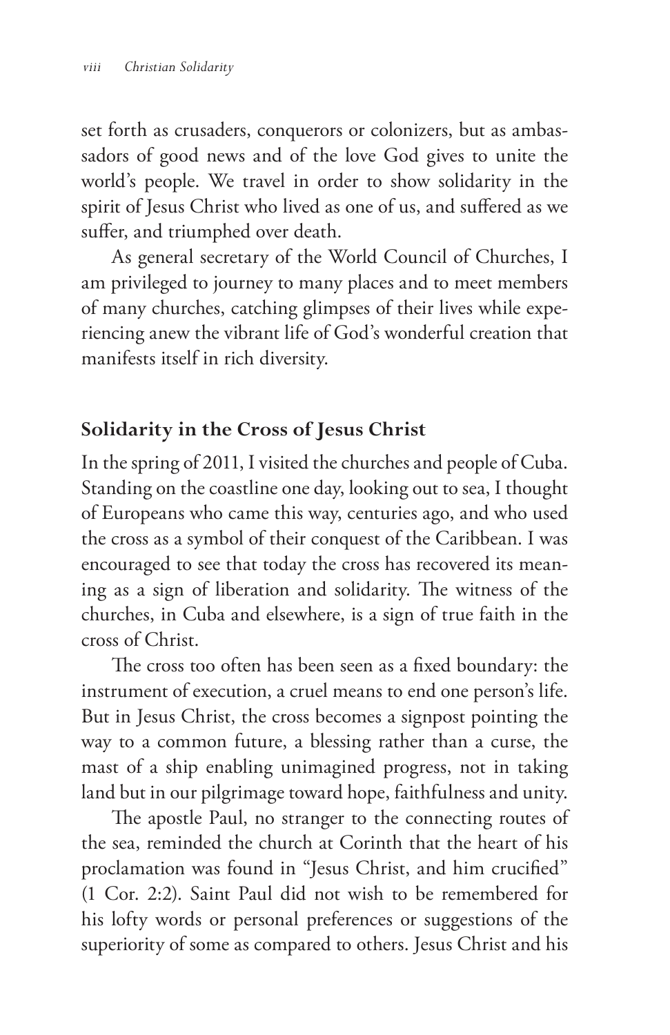set forth as crusaders, conquerors or colonizers, but as ambassadors of good news and of the love God gives to unite the world's people. We travel in order to show solidarity in the spirit of Jesus Christ who lived as one of us, and suffered as we suffer, and triumphed over death.

As general secretary of the World Council of Churches, I am privileged to journey to many places and to meet members of many churches, catching glimpses of their lives while experiencing anew the vibrant life of God's wonderful creation that manifests itself in rich diversity.

## Solidarity in the Cross of Jesus Christ

In the spring of 2011, I visited the churches and people of Cuba. Standing on the coastline one day, looking out to sea, I thought of Europeans who came this way, centuries ago, and who used the cross as a symbol of their conquest of the Caribbean. I was encouraged to see that today the cross has recovered its meaning as a sign of liberation and solidarity. The witness of the churches, in Cuba and elsewhere, is a sign of true faith in the cross of Christ.

The cross too often has been seen as a fixed boundary: the instrument of execution, a cruel means to end one person's life. But in Jesus Christ, the cross becomes a signpost pointing the way to a common future, a blessing rather than a curse, the mast of a ship enabling unimagined progress, not in taking land but in our pilgrimage toward hope, faithfulness and unity.

The apostle Paul, no stranger to the connecting routes of the sea, reminded the church at Corinth that the heart of his proclamation was found in "Jesus Christ, and him crucified" (1 Cor. 2:2). Saint Paul did not wish to be remembered for his lofty words or personal preferences or suggestions of the superiority of some as compared to others. Jesus Christ and his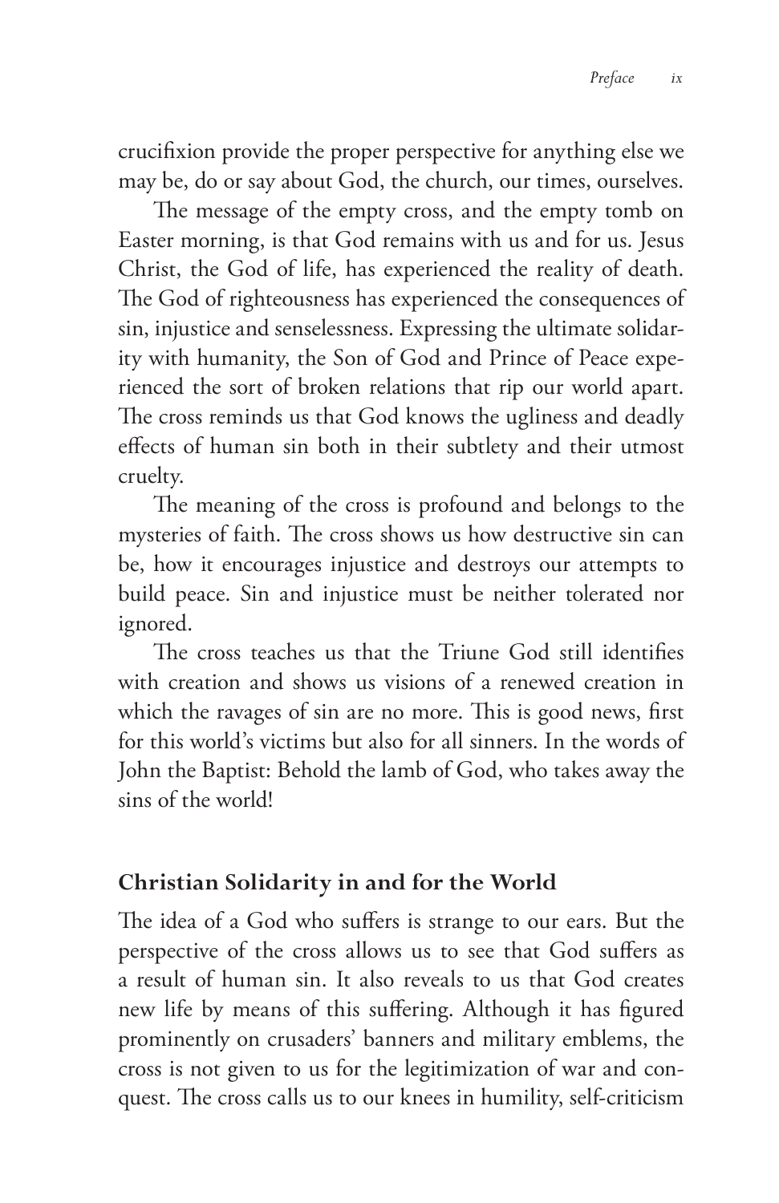crucifixion provide the proper perspective for anything else we may be, do or say about God, the church, our times, ourselves.

The message of the empty cross, and the empty tomb on Easter morning, is that God remains with us and for us. Jesus Christ, the God of life, has experienced the reality of death. The God of righteousness has experienced the consequences of sin, injustice and senselessness. Expressing the ultimate solidarity with humanity, the Son of God and Prince of Peace experienced the sort of broken relations that rip our world apart. The cross reminds us that God knows the ugliness and deadly effects of human sin both in their subtlety and their utmost cruelty.

The meaning of the cross is profound and belongs to the mysteries of faith. The cross shows us how destructive sin can be, how it encourages injustice and destroys our attempts to build peace. Sin and injustice must be neither tolerated nor ignored.

The cross teaches us that the Triune God still identifies with creation and shows us visions of a renewed creation in which the ravages of sin are no more. This is good news, first for this world's victims but also for all sinners. In the words of John the Baptist: Behold the lamb of God, who takes away the sins of the world!

## Christian Solidarity in and for the World

The idea of a God who suffers is strange to our ears. But the perspective of the cross allows us to see that God suffers as a result of human sin. It also reveals to us that God creates new life by means of this suffering. Although it has figured prominently on crusaders' banners and military emblems, the cross is not given to us for the legitimization of war and conquest. The cross calls us to our knees in humility, self-criticism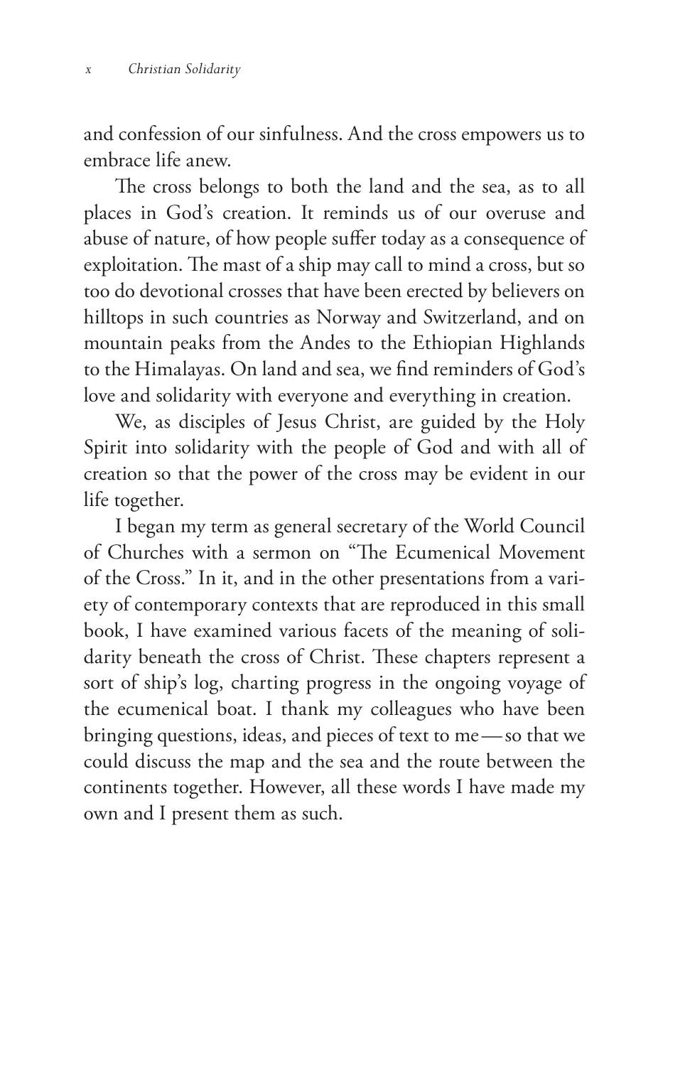and confession of our sinfulness. And the cross empowers us to embrace life anew.

The cross belongs to both the land and the sea, as to all places in God's creation. It reminds us of our overuse and abuse of nature, of how people suffer today as a consequence of exploitation. The mast of a ship may call to mind a cross, but so too do devotional crosses that have been erected by believers on hilltops in such countries as Norway and Switzerland, and on mountain peaks from the Andes to the Ethiopian Highlands to the Himalayas. On land and sea, we find reminders of God's love and solidarity with everyone and everything in creation.

We, as disciples of Jesus Christ, are guided by the Holy Spirit into solidarity with the people of God and with all of creation so that the power of the cross may be evident in our life together.

I began my term as general secretary of the World Council of Churches with a sermon on "The Ecumenical Movement of the Cross." In it, and in the other presentations from a variety of contemporary contexts that are reproduced in this small book, I have examined various facets of the meaning of solidarity beneath the cross of Christ. These chapters represent a sort of ship's log, charting progress in the ongoing voyage of the ecumenical boat. I thank my colleagues who have been bringing questions, ideas, and pieces of text to me—so that we could discuss the map and the sea and the route between the continents together. However, all these words I have made my own and I present them as such.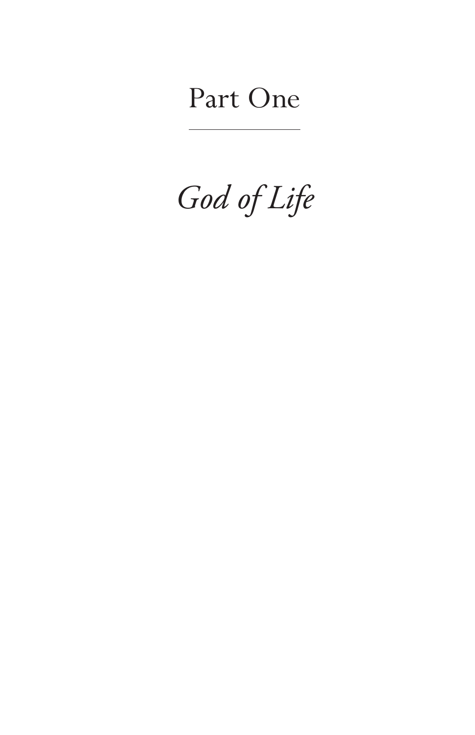# Part One

## *God of Life*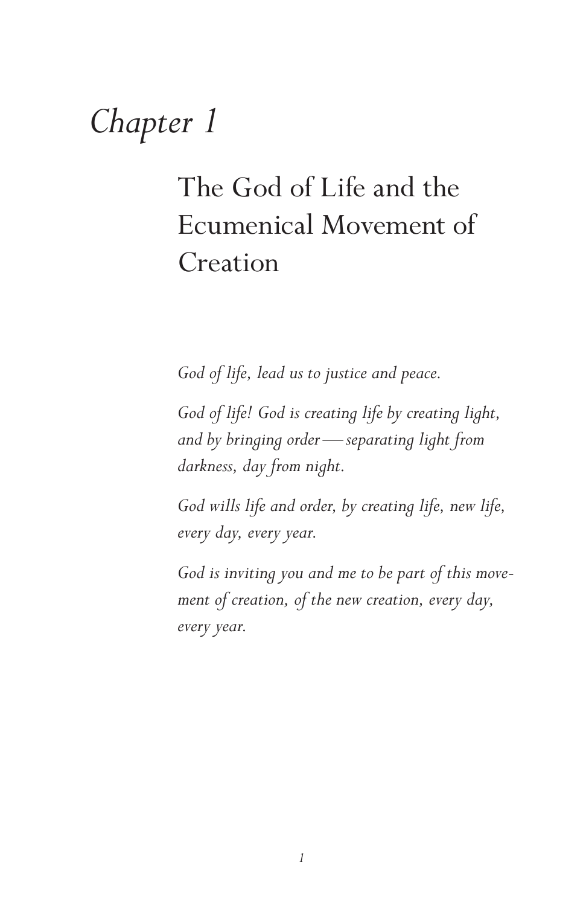# *Chapter 1*

## The God of Life and the Ecumenical Movement of Creation

*God of life, lead us to justice and peace.*

*God of life! God is creating life by creating light, and by bringing order—separating light from darkness, day from night.*

*God wills life and order, by creating life, new life, every day, every year.*

*God is inviting you and me to be part of this movement of creation, of the new creation, every day, every year.*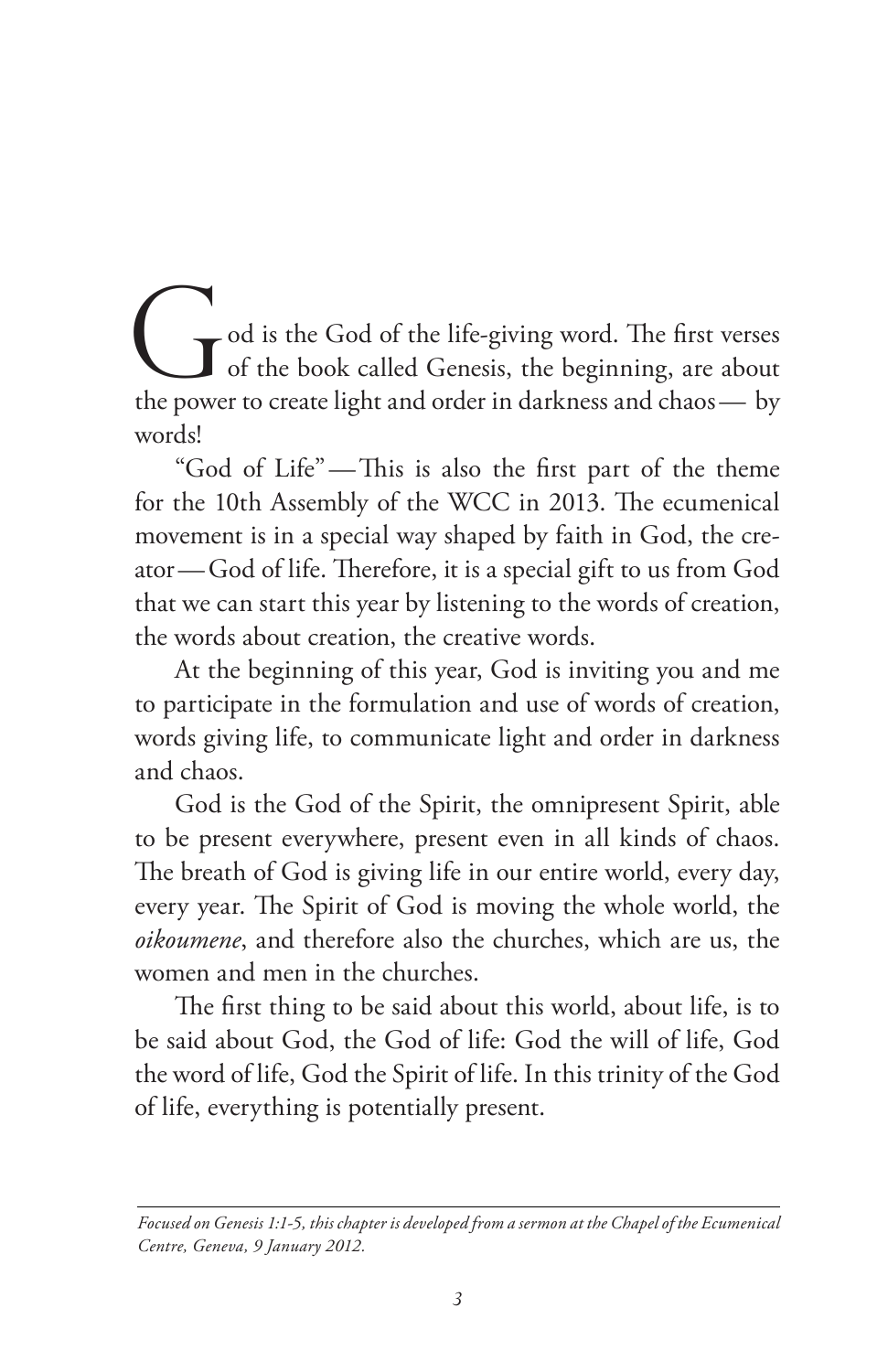God is the God of the life-giving word. The first verses of the book called Genesis, the beginning, are about the power to create light and order in darkness and chaos — by words!

"God of Life" — This is also the first part of the theme for the 10th Assembly of the WCC in 2013. The ecumenical movement is in a special way shaped by faith in God, the creator — God of life. Therefore, it is a special gift to us from God that we can start this year by listening to the words of creation, the words about creation, the creative words.

At the beginning of this year, God is inviting you and me to participate in the formulation and use of words of creation, words giving life, to communicate light and order in darkness and chaos.

God is the God of the Spirit, the omnipresent Spirit, able to be present everywhere, present even in all kinds of chaos. The breath of God is giving life in our entire world, every day, every year. The Spirit of God is moving the whole world, the *oikoumene*, and therefore also the churches, which are us, the women and men in the churches.

The first thing to be said about this world, about life, is to be said about God, the God of life: God the will of life, God the word of life, God the Spirit of life. In this trinity of the God of life, everything is potentially present.

---

*Focused on Genesis 1:1-5, this chapter is developed from a sermon at the Chapel of the Ecumenical Centre, Geneva, 9 January 2012.*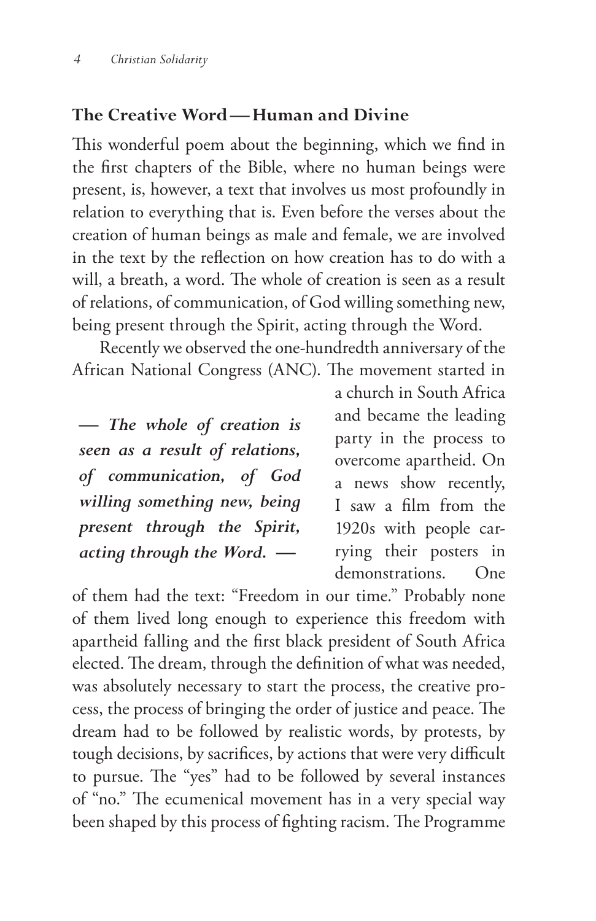## The Creative Word — Human and Divine

This wonderful poem about the beginning, which we find in the first chapters of the Bible, where no human beings were present, is, however, a text that involves us most profoundly in relation to everything that is. Even before the verses about the creation of human beings as male and female, we are involved in the text by the reflection on how creation has to do with a will, a breath, a word. The whole of creation is seen as a result of relations, of communication, of God willing something new, being present through the Spirit, acting through the Word.

Recently we observed the one-hundredth anniversary of the African National Congress (ANC). The movement started in a church in South Africa and became the leading party in the process to overcome apartheid. On a news show recently, I saw a film from the 1920s with people carrying their posters in demonstrations. One of them had the text: "Freedom in our time." Probably none of them lived long enough to experience this freedom with apartheid falling and the first black president of South Africa elected. The dream, through the definition of what was needed, was absolutely necessary to start the process, the creative process, the process of bringing the order of justice and peace. The dream had to be followed by realistic words, by protests, by tough decisions, by sacrifices, by actions that were very difficult to pursue. The "yes" had to be followed by several instances of "no." The ecumenical movement has in a very special way been shaped by this process of fighting racism. The Programme

> ***— The whole of creation is seen as a result of relations, of communication, of God willing something new, being present through the Spirit, acting through the Word. —***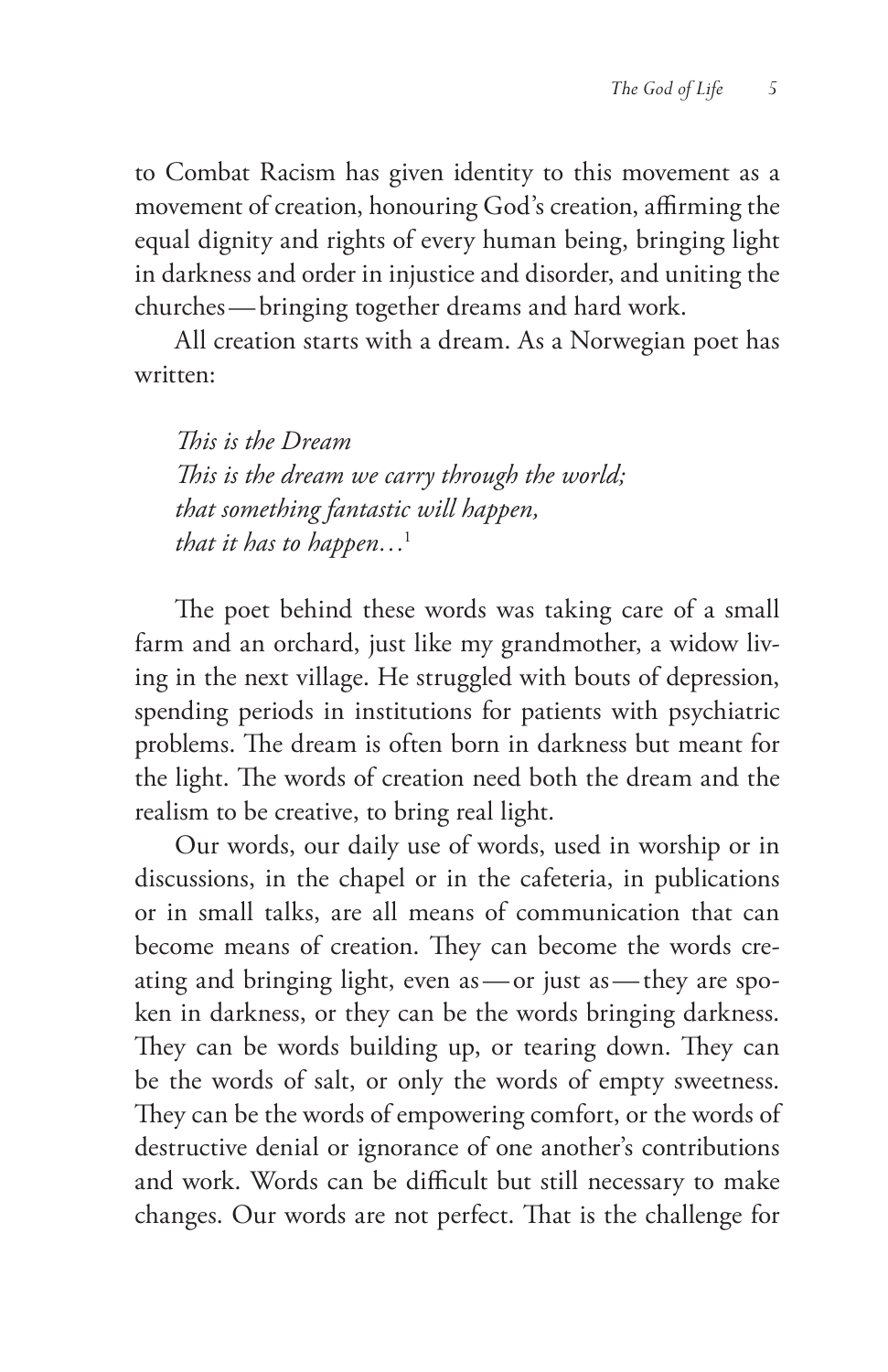to Combat Racism has given identity to this movement as a movement of creation, honouring God's creation, affirming the equal dignity and rights of every human being, bringing light in darkness and order in injustice and disorder, and uniting the churches—bringing together dreams and hard work.

All creation starts with a dream. As a Norwegian poet has written:

> *This is the Dream*
> *This is the dream we carry through the world;*
> *that something fantastic will happen,*
> *that it has to happen…*[1]

The poet behind these words was taking care of a small farm and an orchard, just like my grandmother, a widow living in the next village. He struggled with bouts of depression, spending periods in institutions for patients with psychiatric problems. The dream is often born in darkness but meant for the light. The words of creation need both the dream and the realism to be creative, to bring real light.

Our words, our daily use of words, used in worship or in discussions, in the chapel or in the cafeteria, in publications or in small talks, are all means of communication that can become means of creation. They can become the words creating and bringing light, even as—or just as—they are spoken in darkness, or they can be the words bringing darkness. They can be words building up, or tearing down. They can be the words of salt, or only the words of empty sweetness. They can be the words of empowering comfort, or the words of destructive denial or ignorance of one another's contributions and work. Words can be difficult but still necessary to make changes. Our words are not perfect. That is the challenge for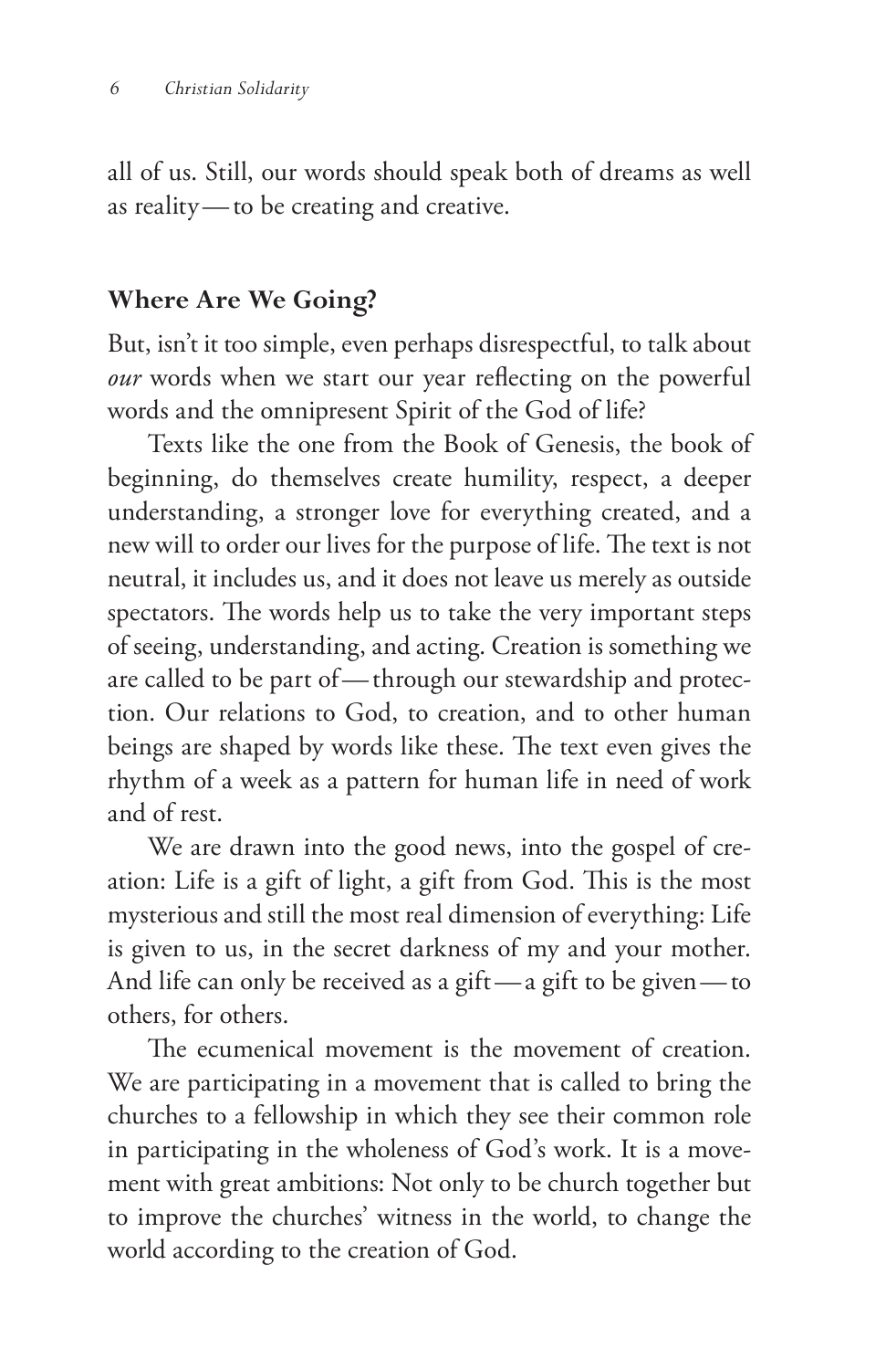all of us. Still, our words should speak both of dreams as well as reality—to be creating and creative.

## Where Are We Going?

But, isn't it too simple, even perhaps disrespectful, to talk about *our* words when we start our year reflecting on the powerful words and the omnipresent Spirit of the God of life?

Texts like the one from the Book of Genesis, the book of beginning, do themselves create humility, respect, a deeper understanding, a stronger love for everything created, and a new will to order our lives for the purpose of life. The text is not neutral, it includes us, and it does not leave us merely as outside spectators. The words help us to take the very important steps of seeing, understanding, and acting. Creation is something we are called to be part of—through our stewardship and protection. Our relations to God, to creation, and to other human beings are shaped by words like these. The text even gives the rhythm of a week as a pattern for human life in need of work and of rest.

We are drawn into the good news, into the gospel of creation: Life is a gift of light, a gift from God. This is the most mysterious and still the most real dimension of everything: Life is given to us, in the secret darkness of my and your mother. And life can only be received as a gift—a gift to be given—to others, for others.

The ecumenical movement is the movement of creation. We are participating in a movement that is called to bring the churches to a fellowship in which they see their common role in participating in the wholeness of God's work. It is a movement with great ambitions: Not only to be church together but to improve the churches' witness in the world, to change the world according to the creation of God.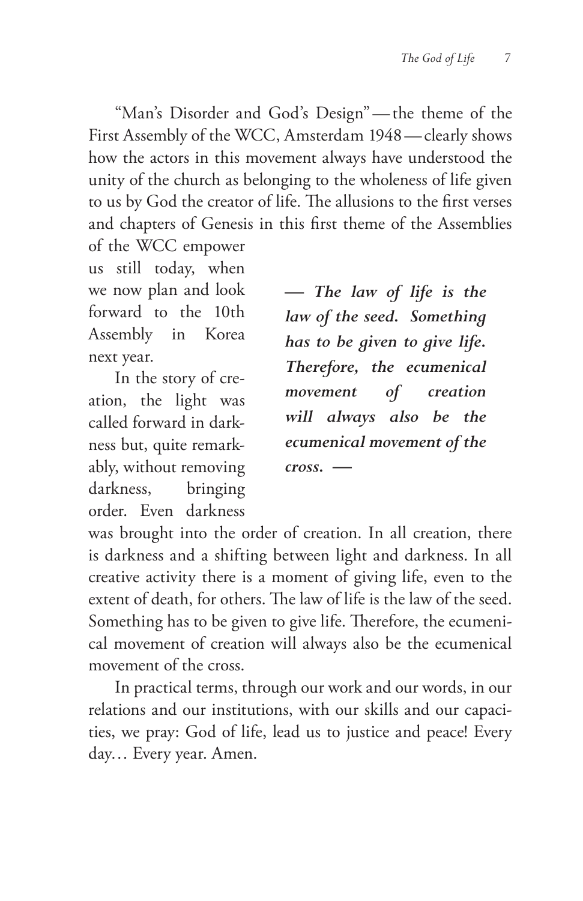"Man's Disorder and God's Design"—the theme of the First Assembly of the WCC, Amsterdam 1948—clearly shows how the actors in this movement always have understood the unity of the church as belonging to the wholeness of life given to us by God the creator of life. The allusions to the first verses and chapters of Genesis in this first theme of the Assemblies of the WCC empower us still today, when we now plan and look forward to the 10th Assembly in Korea next year.

> ***— The law of life is the law of the seed. Something has to be given to give life. Therefore, the ecumenical movement of creation will always also be the ecumenical movement of the cross. —***

In the story of creation, the light was called forward in darkness but, quite remarkably, without removing darkness, bringing order. Even darkness was brought into the order of creation. In all creation, there is darkness and a shifting between light and darkness. In all creative activity there is a moment of giving life, even to the extent of death, for others. The law of life is the law of the seed. Something has to be given to give life. Therefore, the ecumenical movement of creation will always also be the ecumenical movement of the cross.

In practical terms, through our work and our words, in our relations and our institutions, with our skills and our capacities, we pray: God of life, lead us to justice and peace! Every day… Every year. Amen.